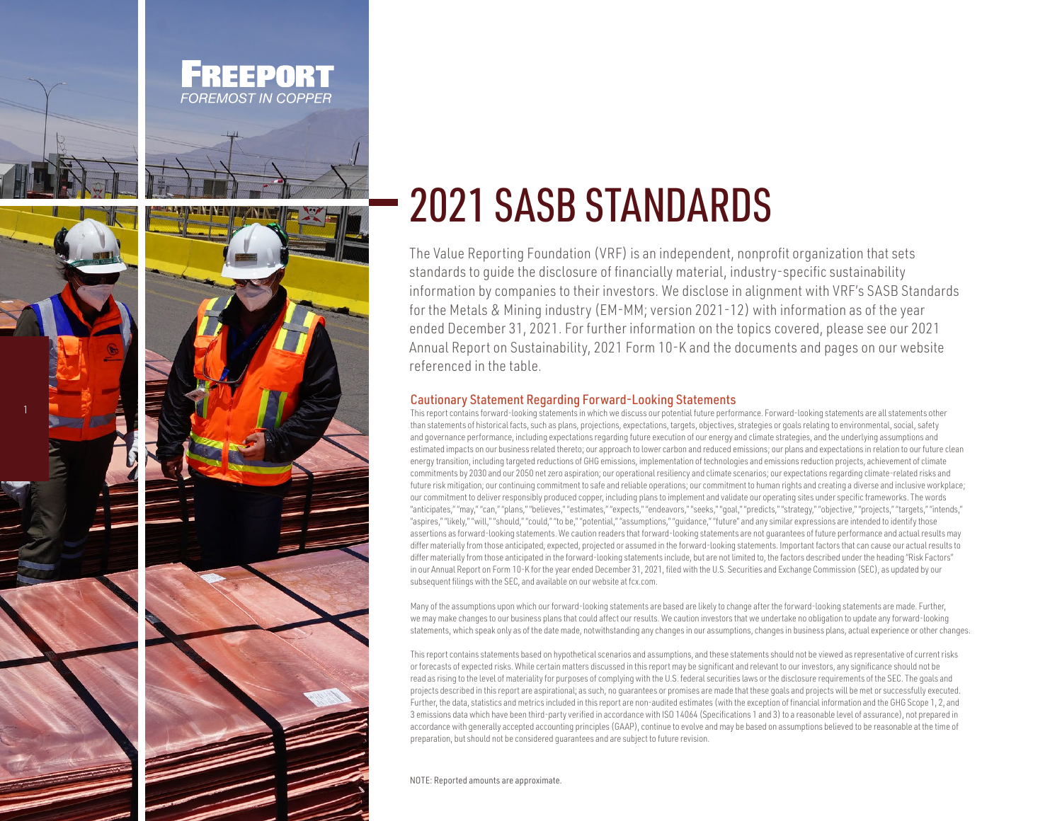FREEPORT

*FOREMOST IN COPPER*

# 2021 SASB STANDARDS

The Value Reporting Foundation (VRF) is an independent, nonprofit organization that sets standards to guide the disclosure of financially material, industry-specific sustainability information by companies to their investors. We disclose in alignment with VRF's SASB Standards for the Metals & Mining industry (EM-MM; version 2021-12) with information as of the year ended December 31, 2021. For further information on the topics covered, please see our 2021 Annual Report on Sustainability, 2021 Form 10-K and the documents and pages on our website referenced in the table.

## Cautionary Statement Regarding Forward-Looking Statements

This report contains forward-looking statements in which we discuss our potential future performance. Forward-looking statements are all statements other than statements of historical facts, such as plans, projections, expectations, targets, objectives, strategies or goals relating to environmental, social, safety and governance performance, including expectations regarding future execution of our energy and climate strategies, and the underlying assumptions and estimated impacts on our business related thereto; our approach to lower carbon and reduced emissions; our plans and expectations in relation to our future clean energy transition, including targeted reductions of GHG emissions, implementation of technologies and emissions reduction projects, achievement of climate commitments by 2030 and our 2050 net zero aspiration; our operational resiliency and climate scenarios; our expectations regarding climate-related risks and future risk mitigation; our continuing commitment to safe and reliable operations; our commitment to human rights and creating a diverse and inclusive workplace; our commitment to deliver responsibly produced copper, including plans to implement and validate our operating sites under specific frameworks. The words "anticipates," "may," "can," "plans," "believes," "estimates," "expects," "endeavors," "seeks," "goal," "predicts," "strategy," "objective," "projects," "targets," "intends," "aspires," "likely," "will," "should," "could," "to be," "potential," "assumptions," "guidance," "future" and any similar expressions are intended to identify those assertions as forward-looking statements. We caution readers that forward-looking statements are not guarantees of future performance and actual results may differ materially from those anticipated, expected, projected or assumed in the forward-looking statements. Important factors that can cause our actual results to differ materially from those anticipated in the forward-looking statements include, but are not limited to, the factors described under the heading "Risk Factors" in our Annual Report on Form 10-K for the year ended December 31, 2021, filed with the U.S. Securities and Exchange Commission (SEC), as updated by our subsequent filings with the SEC, and available on our website at fcx.com.

Many of the assumptions upon which our forward-looking statements are based are likely to change after the forward-looking statements are made. Further, we may make changes to our business plans that could affect our results. We caution investors that we undertake no obligation to update any forward-looking statements, which speak only as of the date made, notwithstanding any changes in our assumptions, changes in business plans, actual experience or other changes.

This report contains statements based on hypothetical scenarios and assumptions, and these statements should not be viewed as representative of current risks or forecasts of expected risks. While certain matters discussed in this report may be significant and relevant to our investors, any significance should not be read as rising to the level of materiality for purposes of complying with the U.S. federal securities laws or the disclosure requirements of the SEC. The goals and projects described in this report are aspirational; as such, no guarantees or promises are made that these goals and projects will be met or successfully executed. Further, the data, statistics and metrics included in this report are non-audited estimates (with the exception of financial information and the GHG Scope 1, 2, and 3 emissions data which have been third-party verified in accordance with ISO 14064 (Specifications 1 and 3) to a reasonable level of assurance), not prepared in accordance with generally accepted accounting principles (GAAP), continue to evolve and may be based on assumptions believed to be reasonable at the time of preparation, but should not be considered guarantees and are subject to future revision.

NOTE: Reported amounts are approximate.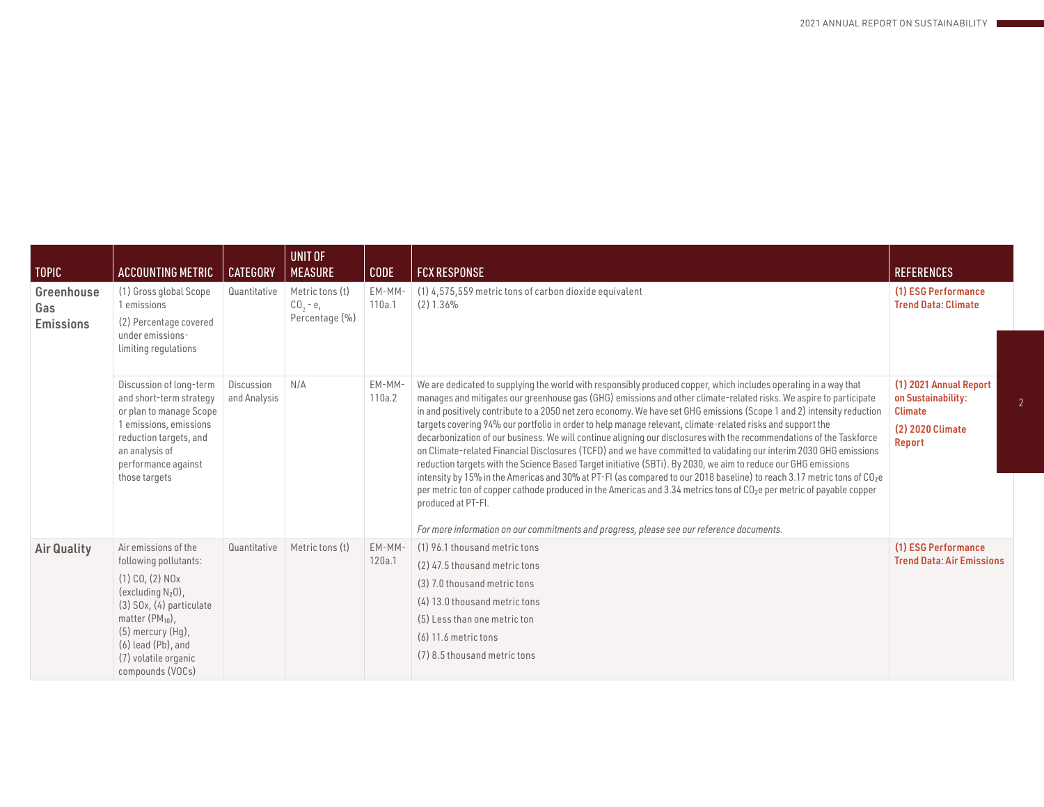| TOPIC | ACCOUNTING METRIC | CATEGORY | UNIT OF MEASURE | CODE | FCX RESPONSE | REFERENCES |
|---|---|---|---|---|---|---|
| **Greenhouse Gas Emissions** | (1) Gross global Scope 1 emissions<br>(2) Percentage covered under emissions-limiting regulations | Quantitative | Metric tons (t) $CO_2$ - e, Percentage (%) | EM-MM-110a.1 | (1) 4,575,559 metric tons of carbon dioxide equivalent<br>(2) 1.36% | **(1) ESG Performance Trend Data: Climate** |
| | Discussion of long-term and short-term strategy or plan to manage Scope 1 emissions, emissions reduction targets, and an analysis of performance against those targets | Discussion and Analysis | N/A | EM-MM-110a.2 | We are dedicated to supplying the world with responsibly produced copper, which includes operating in a way that manages and mitigates our greenhouse gas (GHG) emissions and other climate-related risks. We aspire to participate in and positively contribute to a 2050 net zero economy. We have set GHG emissions (Scope 1 and 2) intensity reduction targets covering 94% our portfolio in order to help manage relevant, climate-related risks and support the decarbonization of our business. We will continue aligning our disclosures with the recommendations of the Taskforce on Climate-related Financial Disclosures (TCFD) and we have committed to validating our interim 2030 GHG emissions reduction targets with the Science Based Target initiative (SBTi). By 2030, we aim to reduce our GHG emissions intensity by 15% in the Americas and 30% at PT-FI (as compared to our 2018 baseline) to reach 3.17 metric tons of $CO_2e$ per metric ton of copper cathode produced in the Americas and 3.34 metrics tons of $CO_2e$ per metric of payable copper produced at PT-FI.<br><br>*For more information on our commitments and progress, please see our reference documents.* | **(1) 2021 Annual Report on Sustainability: Climate**<br>**(2) 2020 Climate Report** |
| **Air Quality** | Air emissions of the following pollutants:<br>(1) CO, (2) NOx (excluding $N_2O$), (3) SOx, (4) particulate matter ($PM_{10}$), (5) mercury (Hg), (6) lead (Pb), and (7) volatile organic compounds (VOCs) | Quantitative | Metric tons (t) | EM-MM-120a.1 | (1) 96.1 thousand metric tons<br>(2) 47.5 thousand metric tons<br>(3) 7.0 thousand metric tons<br>(4) 13.0 thousand metric tons<br>(5) Less than one metric ton<br>(6) 11.6 metric tons<br>(7) 8.5 thousand metric tons | **(1) ESG Performance Trend Data: Air Emissions** |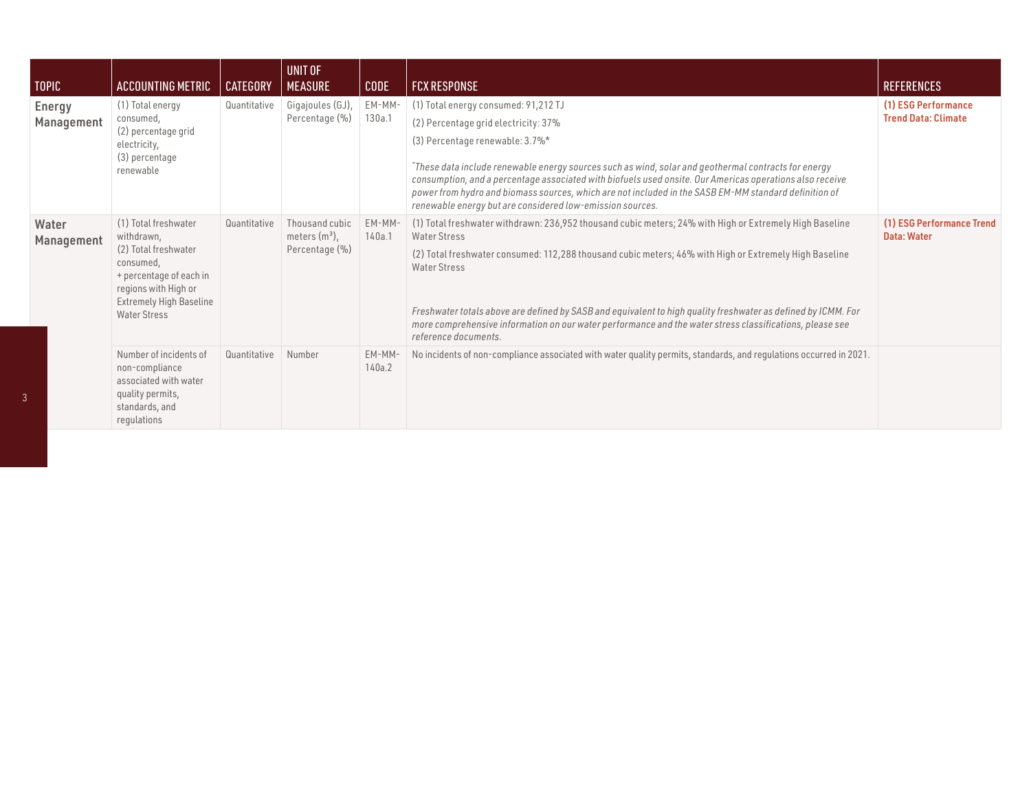| TOPIC | ACCOUNTING METRIC | CATEGORY | UNIT OF MEASURE | CODE | FCX RESPONSE | REFERENCES |
|---|---|---|---|---|---|---|
| **Energy Management** | (1) Total energy consumed,<br>(2) percentage grid electricity,<br>(3) percentage renewable | Quantitative | Gigajoules (GJ), Percentage (%) | EM-MM-130a.1 | (1) Total energy consumed: 91,212 TJ<br>(2) Percentage grid electricity: 37%<br>(3) Percentage renewable: 3.7%*<br><br>*\*These data include renewable energy sources such as wind, solar and geothermal contracts for energy consumption, and a percentage associated with biofuels used onsite. Our Americas operations also receive power from hydro and biomass sources, which are not included in the SASB EM-MM standard definition of renewable energy but are considered low-emission sources.* | **(1) ESG Performance Trend Data: Climate** |
| **Water Management** | (1) Total freshwater withdrawn,<br>(2) Total freshwater consumed,<br>+ percentage of each in regions with High or Extremely High Baseline Water Stress | Quantitative | Thousand cubic meters ($m^3$), Percentage (%) | EM-MM-140a.1 | (1) Total freshwater withdrawn: 236,952 thousand cubic meters; 24% with High or Extremely High Baseline Water Stress<br>(2) Total freshwater consumed: 112,288 thousand cubic meters; 46% with High or Extremely High Baseline Water Stress<br><br>*Freshwater totals above are defined by SASB and equivalent to high quality freshwater as defined by ICMM. For more comprehensive information on our water performance and the water stress classifications, please see reference documents.* | **(1) ESG Performance Trend Data: Water** |
| | Number of incidents of non-compliance associated with water quality permits, standards, and regulations | Quantitative | Number | EM-MM-140a.2 | No incidents of non-compliance associated with water quality permits, standards, and regulations occurred in 2021. | |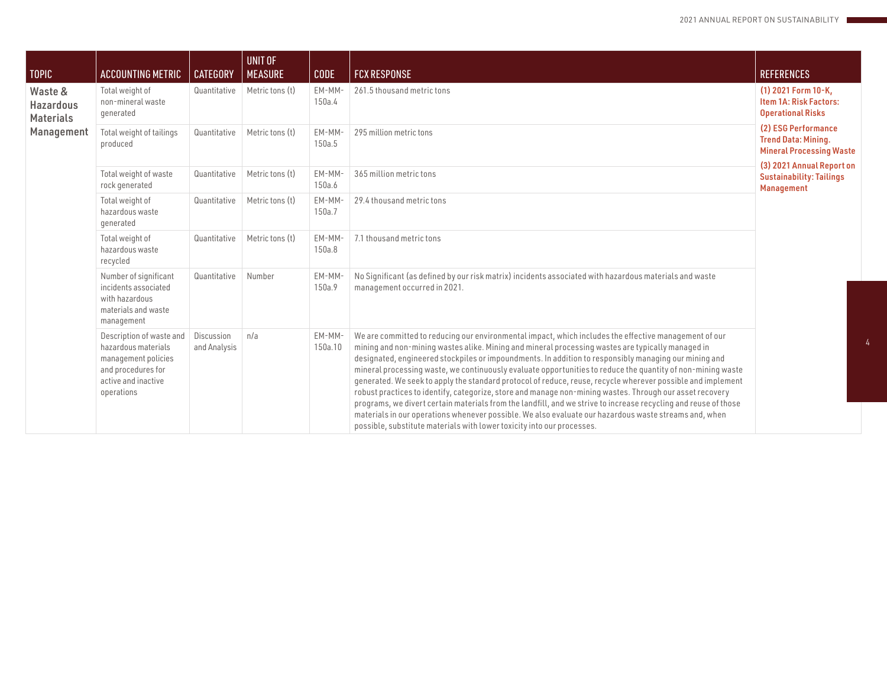| TOPIC | ACCOUNTING METRIC | CATEGORY | UNIT OF MEASURE | CODE | FCX RESPONSE | REFERENCES |
|---|---|---|---|---|---|---|
| Waste & Hazardous Materials Management | Total weight of non-mineral waste generated | Quantitative | Metric tons (t) | EM-MM-150a.4 | 261.5 thousand metric tons | (1) 2021 Form 10-K, Item 1A: Risk Factors: Operational Risks<br>(2) ESG Performance Trend Data: Mining. Mineral Processing Waste<br>(3) 2021 Annual Report on Sustainability: Tailings Management |
| | Total weight of tailings produced | Quantitative | Metric tons (t) | EM-MM-150a.5 | 295 million metric tons | |
| | Total weight of waste rock generated | Quantitative | Metric tons (t) | EM-MM-150a.6 | 365 million metric tons | |
| | Total weight of hazardous waste generated | Quantitative | Metric tons (t) | EM-MM-150a.7 | 29.4 thousand metric tons | |
| | Total weight of hazardous waste recycled | Quantitative | Metric tons (t) | EM-MM-150a.8 | 7.1 thousand metric tons | |
| | Number of significant incidents associated with hazardous materials and waste management | Quantitative | Number | EM-MM-150a.9 | No Significant (as defined by our risk matrix) incidents associated with hazardous materials and waste management occurred in 2021. | |
| | Description of waste and hazardous materials management policies and procedures for active and inactive operations | Discussion and Analysis | n/a | EM-MM-150a.10 | We are committed to reducing our environmental impact, which includes the effective management of our mining and non-mining wastes alike. Mining and mineral processing wastes are typically managed in designated, engineered stockpiles or impoundments. In addition to responsibly managing our mining and mineral processing waste, we continuously evaluate opportunities to reduce the quantity of non-mining waste generated. We seek to apply the standard protocol of reduce, reuse, recycle wherever possible and implement robust practices to identify, categorize, store and manage non-mining wastes. Through our asset recovery programs, we divert certain materials from the landfill, and we strive to increase recycling and reuse of those materials in our operations whenever possible. We also evaluate our hazardous waste streams and, when possible, substitute materials with lower toxicity into our processes. | |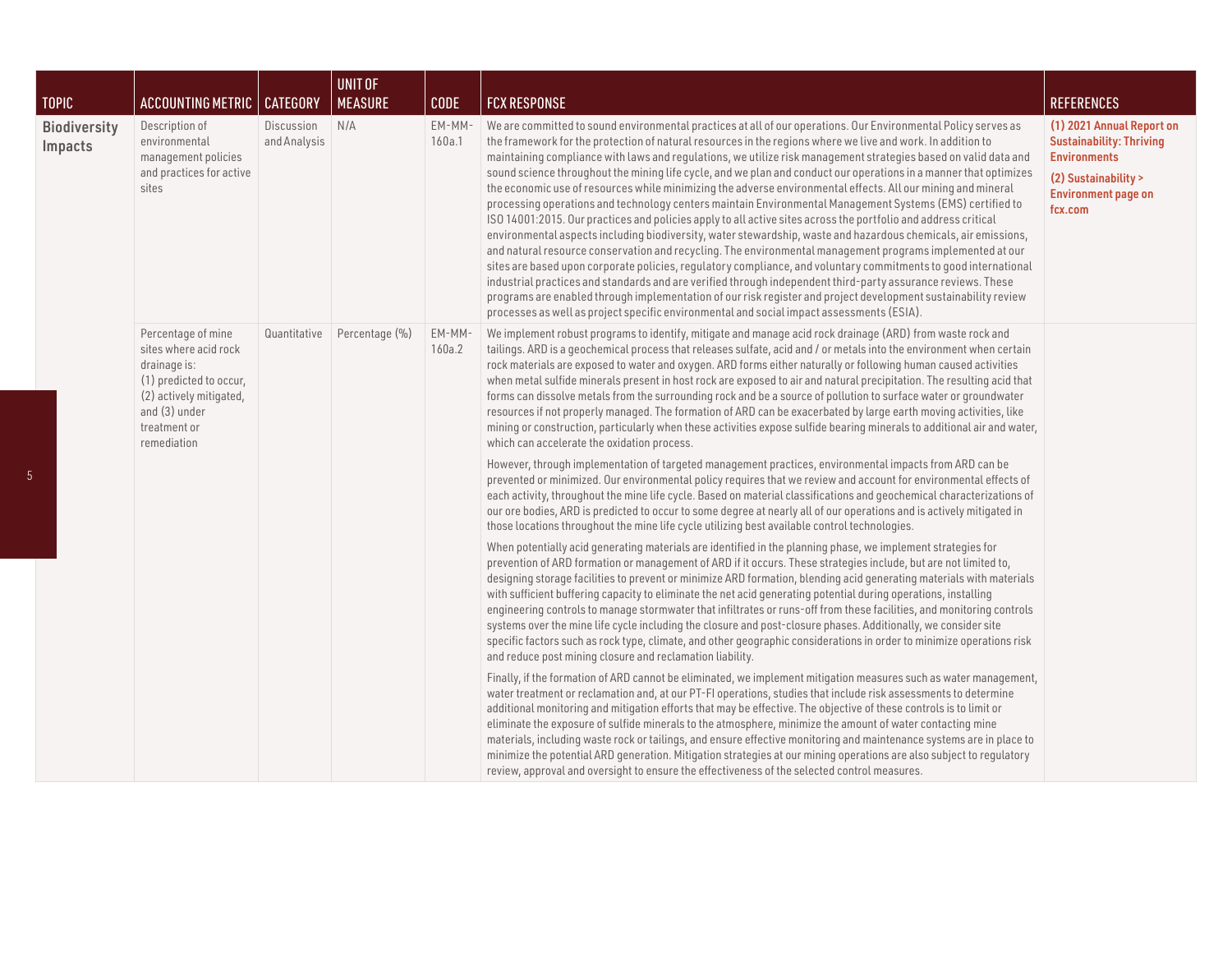| TOPIC | ACCOUNTING METRIC | CATEGORY | UNIT OF MEASURE | CODE | FCX RESPONSE | REFERENCES |
|---|---|---|---|---|---|---|
| **Biodiversity Impacts** | Description of environmental management policies and practices for active sites | Discussion and Analysis | N/A | EM-MM-160a.1 | We are committed to sound environmental practices at all of our operations. Our Environmental Policy serves as the framework for the protection of natural resources in the regions where we live and work. In addition to maintaining compliance with laws and regulations, we utilize risk management strategies based on valid data and sound science throughout the mining life cycle, and we plan and conduct our operations in a manner that optimizes the economic use of resources while minimizing the adverse environmental effects. All our mining and mineral processing operations and technology centers maintain Environmental Management Systems (EMS) certified to ISO 14001:2015. Our practices and policies apply to all active sites across the portfolio and address critical environmental aspects including biodiversity, water stewardship, waste and hazardous chemicals, air emissions, and natural resource conservation and recycling. The environmental management programs implemented at our sites are based upon corporate policies, regulatory compliance, and voluntary commitments to good international industrial practices and standards and are verified through independent third-party assurance reviews. These programs are enabled through implementation of our risk register and project development sustainability review processes as well as project specific environmental and social impact assessments (ESIA). | **(1) 2021 Annual Report on Sustainability: Thriving Environments**<br><br>**(2) Sustainability > Environment page on fcx.com** |
| | Percentage of mine sites where acid rock drainage is: (1) predicted to occur, (2) actively mitigated, and (3) under treatment or remediation | Quantitative | Percentage (%) | EM-MM-160a.2 | We implement robust programs to identify, mitigate and manage acid rock drainage (ARD) from waste rock and tailings. ARD is a geochemical process that releases sulfate, acid and / or metals into the environment when certain rock materials are exposed to water and oxygen. ARD forms either naturally or following human caused activities when metal sulfide minerals present in host rock are exposed to air and natural precipitation. The resulting acid that forms can dissolve metals from the surrounding rock and be a source of pollution to surface water or groundwater resources if not properly managed. The formation of ARD can be exacerbated by large earth moving activities, like mining or construction, particularly when these activities expose sulfide bearing minerals to additional air and water, which can accelerate the oxidation process.<br><br>However, through implementation of targeted management practices, environmental impacts from ARD can be prevented or minimized. Our environmental policy requires that we review and account for environmental effects of each activity, throughout the mine life cycle. Based on material classifications and geochemical characterizations of our ore bodies, ARD is predicted to occur to some degree at nearly all of our operations and is actively mitigated in those locations throughout the mine life cycle utilizing best available control technologies.<br><br>When potentially acid generating materials are identified in the planning phase, we implement strategies for prevention of ARD formation or management of ARD if it occurs. These strategies include, but are not limited to, designing storage facilities to prevent or minimize ARD formation, blending acid generating materials with materials with sufficient buffering capacity to eliminate the net acid generating potential during operations, installing engineering controls to manage stormwater that infiltrates or runs-off from these facilities, and monitoring controls systems over the mine life cycle including the closure and post-closure phases. Additionally, we consider site specific factors such as rock type, climate, and other geographic considerations in order to minimize operations risk and reduce post mining closure and reclamation liability.<br><br>Finally, if the formation of ARD cannot be eliminated, we implement mitigation measures such as water management, water treatment or reclamation and, at our PT-FI operations, studies that include risk assessments to determine additional monitoring and mitigation efforts that may be effective. The objective of these controls is to limit or eliminate the exposure of sulfide minerals to the atmosphere, minimize the amount of water contacting mine materials, including waste rock or tailings, and ensure effective monitoring and maintenance systems are in place to minimize the potential ARD generation. Mitigation strategies at our mining operations are also subject to regulatory review, approval and oversight to ensure the effectiveness of the selected control measures. | |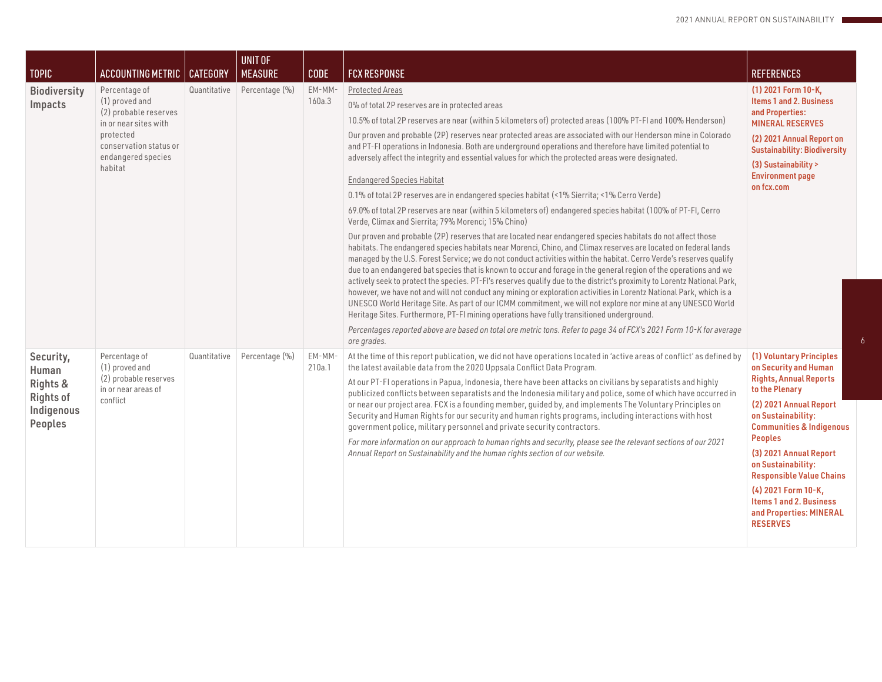| TOPIC | ACCOUNTING METRIC | CATEGORY | UNIT OF MEASURE | CODE | FCX RESPONSE | REFERENCES |
|---|---|---|---|---|---|---|
| **Biodiversity Impacts** | Percentage of (1) proved and (2) probable reserves in or near sites with protected conservation status or endangered species habitat | Quantitative | Percentage (%) | EM-MM-160a.3 | Protected Areas<br><br>0% of total 2P reserves are in protected areas<br><br>10.5% of total 2P reserves are near (within 5 kilometers of) protected areas (100% PT-FI and 100% Henderson)<br><br>Our proven and probable (2P) reserves near protected areas are associated with our Henderson mine in Colorado and PT-FI operations in Indonesia. Both are underground operations and therefore have limited potential to adversely affect the integrity and essential values for which the protected areas were designated.<br><br>Endangered Species Habitat<br><br>0.1% of total 2P reserves are in endangered species habitat (<1% Sierrita; <1% Cerro Verde)<br><br>69.0% of total 2P reserves are near (within 5 kilometers of) endangered species habitat (100% of PT-FI, Cerro Verde, Climax and Sierrita; 79% Morenci; 15% Chino)<br><br>Our proven and probable (2P) reserves that are located near endangered species habitats do not affect those habitats. The endangered species habitats near Morenci, Chino, and Climax reserves are located on federal lands managed by the U.S. Forest Service; we do not conduct activities within the habitat. Cerro Verde's reserves qualify due to an endangered bat species that is known to occur and forage in the general region of the operations and we actively seek to protect the species. PT-FI's reserves qualify due to the district's proximity to Lorentz National Park, however, we have not and will not conduct any mining or exploration activities in Lorentz National Park, which is a UNESCO World Heritage Site. As part of our ICMM commitment, we will not explore nor mine at any UNESCO World Heritage Sites. Furthermore, PT-FI mining operations have fully transitioned underground.<br><br>*Percentages reported above are based on total ore metric tons. Refer to page 34 of FCX's 2021 Form 10-K for average ore grades.* | **(1) 2021 Form 10-K, Items 1 and 2. Business and Properties: MINERAL RESERVES**<br><br>**(2) 2021 Annual Report on Sustainability: Biodiversity**<br><br>**(3) Sustainability > Environment page on fcx.com** |
| **Security, Human Rights & Rights of Indigenous Peoples** | Percentage of (1) proved and (2) probable reserves in or near areas of conflict | Quantitative | Percentage (%) | EM-MM-210a.1 | At the time of this report publication, we did not have operations located in 'active areas of conflict' as defined by the latest available data from the 2020 Uppsala Conflict Data Program.<br><br>At our PT-FI operations in Papua, Indonesia, there have been attacks on civilians by separatists and highly publicized conflicts between separatists and the Indonesia military and police, some of which have occurred in or near our project area. FCX is a founding member, guided by, and implements The Voluntary Principles on Security and Human Rights for our security and human rights programs, including interactions with host government police, military personnel and private security contractors.<br><br>*For more information on our approach to human rights and security, please see the relevant sections of our 2021 Annual Report on Sustainability and the human rights section of our website.* | **(1) Voluntary Principles on Security and Human Rights, Annual Reports to the Plenary**<br><br>**(2) 2021 Annual Report on Sustainability: Communities & Indigenous Peoples**<br><br>**(3) 2021 Annual Report on Sustainability: Responsible Value Chains**<br><br>**(4) 2021 Form 10-K, Items 1 and 2. Business and Properties: MINERAL RESERVES** |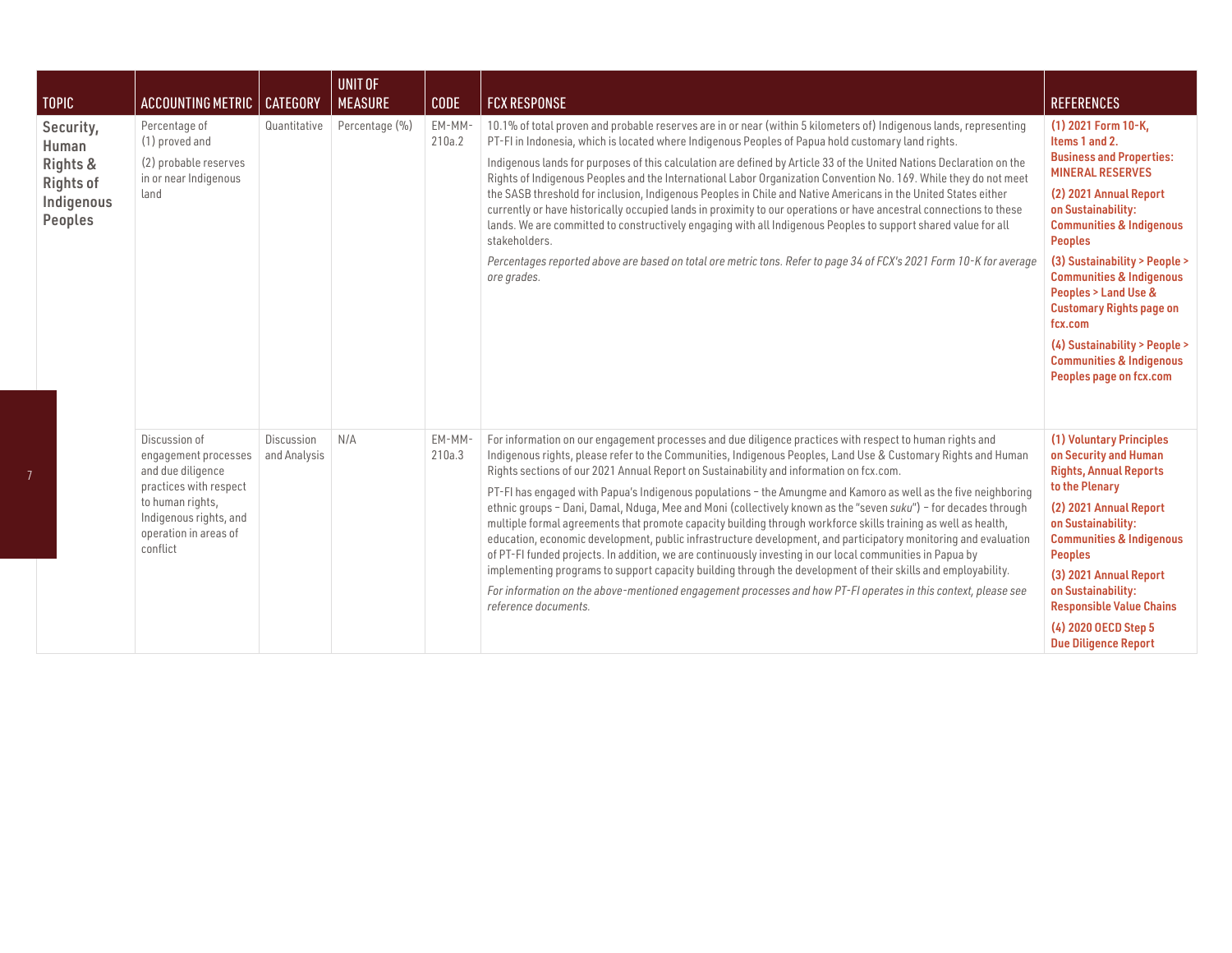| TOPIC | ACCOUNTING METRIC | CATEGORY | UNIT OF MEASURE | CODE | FCX RESPONSE | REFERENCES |
|---|---|---|---|---|---|---|
| **Security, Human Rights & Rights of Indigenous Peoples** | Percentage of (1) proved and (2) probable reserves in or near Indigenous land | Quantitative | Percentage (%) | EM-MM-210a.2 | 10.1% of total proven and probable reserves are in or near (within 5 kilometers of) Indigenous lands, representing PT-FI in Indonesia, which is located where Indigenous Peoples of Papua hold customary land rights.<br><br>Indigenous lands for purposes of this calculation are defined by Article 33 of the United Nations Declaration on the Rights of Indigenous Peoples and the International Labor Organization Convention No. 169. While they do not meet the SASB threshold for inclusion, Indigenous Peoples in Chile and Native Americans in the United States either currently or have historically occupied lands in proximity to our operations or have ancestral connections to these lands. We are committed to constructively engaging with all Indigenous Peoples to support shared value for all stakeholders.<br><br>*Percentages reported above are based on total ore metric tons. Refer to page 34 of FCX's 2021 Form 10-K for average ore grades.* | **(1) 2021 Form 10-K, Items 1 and 2. Business and Properties: MINERAL RESERVES**<br><br>**(2) 2021 Annual Report on Sustainability: Communities & Indigenous Peoples**<br><br>**(3) Sustainability > People > Communities & Indigenous Peoples > Land Use & Customary Rights page on fcx.com**<br><br>**(4) Sustainability > People > Communities & Indigenous Peoples page on fcx.com** |
| | Discussion of engagement processes and due diligence practices with respect to human rights, Indigenous rights, and operation in areas of conflict | Discussion and Analysis | N/A | EM-MM-210a.3 | For information on our engagement processes and due diligence practices with respect to human rights and Indigenous rights, please refer to the Communities, Indigenous Peoples, Land Use & Customary Rights and Human Rights sections of our 2021 Annual Report on Sustainability and information on fcx.com.<br><br>PT-FI has engaged with Papua's Indigenous populations – the Amungme and Kamoro as well as the five neighboring ethnic groups – Dani, Damal, Nduga, Mee and Moni (collectively known as the "seven *suku*") – for decades through multiple formal agreements that promote capacity building through workforce skills training as well as health, education, economic development, public infrastructure development, and participatory monitoring and evaluation of PT-FI funded projects. In addition, we are continuously investing in our local communities in Papua by implementing programs to support capacity building through the development of their skills and employability.<br><br>*For information on the above-mentioned engagement processes and how PT-FI operates in this context, please see reference documents.* | **(1) Voluntary Principles on Security and Human Rights, Annual Reports to the Plenary**<br><br>**(2) 2021 Annual Report on Sustainability: Communities & Indigenous Peoples**<br><br>**(3) 2021 Annual Report on Sustainability: Responsible Value Chains**<br><br>**(4) 2020 OECD Step 5 Due Diligence Report** |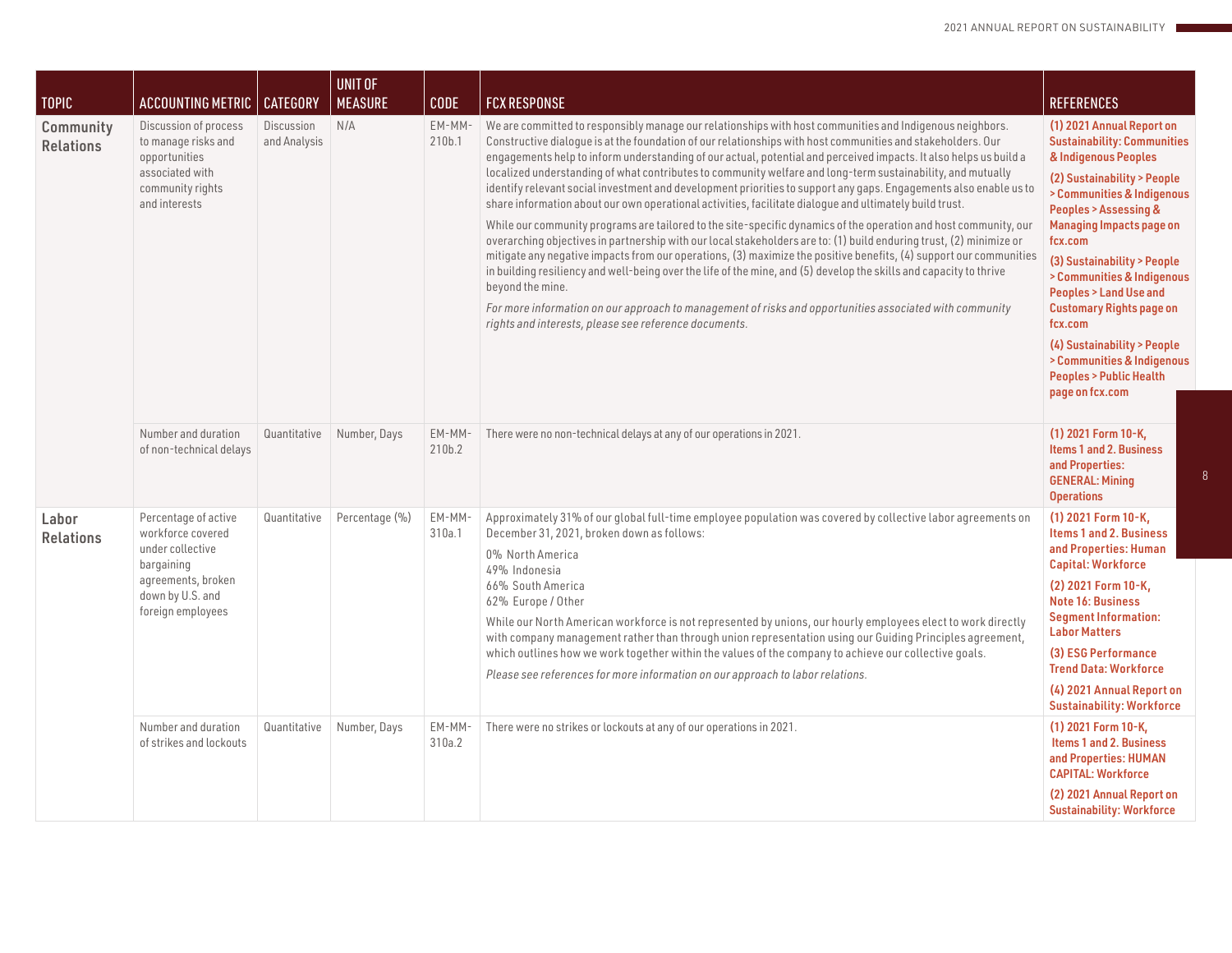| TOPIC | ACCOUNTING METRIC | CATEGORY | UNIT OF MEASURE | CODE | FCX RESPONSE | REFERENCES |
|---|---|---|---|---|---|---|
| **Community Relations** | Discussion of process to manage risks and opportunities associated with community rights and interests | Discussion and Analysis | N/A | EM-MM-210b.1 | We are committed to responsibly manage our relationships with host communities and Indigenous neighbors. Constructive dialogue is at the foundation of our relationships with host communities and stakeholders. Our engagements help to inform understanding of our actual, potential and perceived impacts. It also helps us build a localized understanding of what contributes to community welfare and long-term sustainability, and mutually identify relevant social investment and development priorities to support any gaps. Engagements also enable us to share information about our own operational activities, facilitate dialogue and ultimately build trust.<br><br>While our community programs are tailored to the site-specific dynamics of the operation and host community, our overarching objectives in partnership with our local stakeholders are to: (1) build enduring trust, (2) minimize or mitigate any negative impacts from our operations, (3) maximize the positive benefits, (4) support our communities in building resiliency and well-being over the life of the mine, and (5) develop the skills and capacity to thrive beyond the mine.<br><br>*For more information on our approach to management of risks and opportunities associated with community rights and interests, please see reference documents.* | **(1) 2021 Annual Report on Sustainability: Communities & Indigenous Peoples**<br><br>**(2) Sustainability > People > Communities & Indigenous Peoples > Assessing & Managing Impacts page on fcx.com**<br><br>**(3) Sustainability > People > Communities & Indigenous Peoples > Land Use and Customary Rights page on fcx.com**<br><br>**(4) Sustainability > People > Communities & Indigenous Peoples > Public Health page on fcx.com** |
| | Number and duration of non-technical delays | Quantitative | Number, Days | EM-MM-210b.2 | There were no non-technical delays at any of our operations in 2021. | **(1) 2021 Form 10-K, Items 1 and 2. Business and Properties: GENERAL: Mining Operations** |
| **Labor Relations** | Percentage of active workforce covered under collective bargaining agreements, broken down by U.S. and foreign employees | Quantitative | Percentage (%) | EM-MM-310a.1 | Approximately 31% of our global full-time employee population was covered by collective labor agreements on December 31, 2021, broken down as follows:<br><br>0% North America<br>49% Indonesia<br>66% South America<br>62% Europe / Other<br><br>While our North American workforce is not represented by unions, our hourly employees elect to work directly with company management rather than through union representation using our Guiding Principles agreement, which outlines how we work together within the values of the company to achieve our collective goals.<br><br>*Please see references for more information on our approach to labor relations.* | **(1) 2021 Form 10-K, Items 1 and 2. Business and Properties: Human Capital: Workforce**<br><br>**(2) 2021 Form 10-K, Note 16: Business Segment Information: Labor Matters**<br><br>**(3) ESG Performance Trend Data: Workforce**<br><br>**(4) 2021 Annual Report on Sustainability: Workforce** |
| | Number and duration of strikes and lockouts | Quantitative | Number, Days | EM-MM-310a.2 | There were no strikes or lockouts at any of our operations in 2021. | **(1) 2021 Form 10-K, Items 1 and 2. Business and Properties: HUMAN CAPITAL: Workforce**<br><br>**(2) 2021 Annual Report on Sustainability: Workforce** |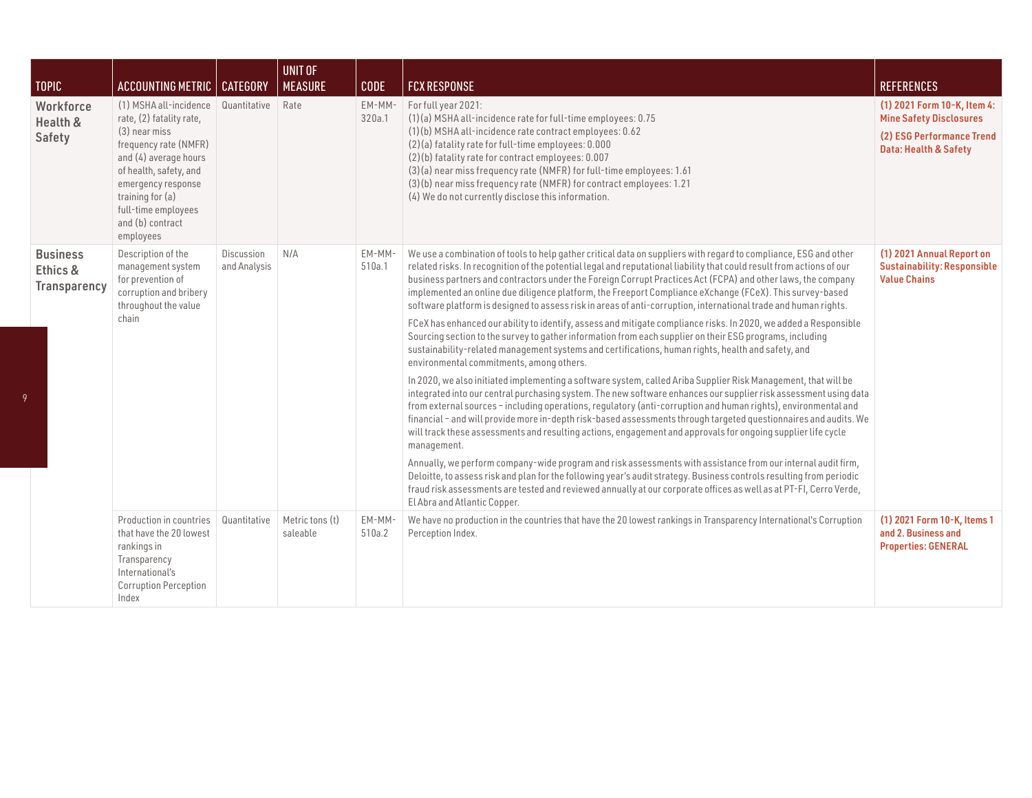| TOPIC | ACCOUNTING METRIC | CATEGORY | UNIT OF MEASURE | CODE | FCX RESPONSE | REFERENCES |
|---|---|---|---|---|---|---|
| **Workforce Health & Safety** | (1) MSHA all-incidence rate, (2) fatality rate, (3) near miss frequency rate (NMFR) and (4) average hours of health, safety, and emergency response training for (a) full-time employees and (b) contract employees | Quantitative | Rate | EM-MM-320a.1 | For full year 2021:<br>(1)(a) MSHA all-incidence rate for full-time employees: 0.75<br>(1)(b) MSHA all-incidence rate contract employees: 0.62<br>(2)(a) fatality rate for full-time employees: 0.000<br>(2)(b) fatality rate for contract employees: 0.007<br>(3)(a) near miss frequency rate (NMFR) for full-time employees: 1.61<br>(3)(b) near miss frequency rate (NMFR) for contract employees: 1.21<br>(4) We do not currently disclose this information. | **(1) 2021 Form 10-K, Item 4: Mine Safety Disclosures**<br>**(2) ESG Performance Trend Data: Health & Safety** |
| **Business Ethics & Transparency** | Description of the management system for prevention of corruption and bribery throughout the value chain | Discussion and Analysis | N/A | EM-MM-510a.1 | We use a combination of tools to help gather critical data on suppliers with regard to compliance, ESG and other related risks. In recognition of the potential legal and reputational liability that could result from actions of our business partners and contractors under the Foreign Corrupt Practices Act (FCPA) and other laws, the company implemented an online due diligence platform, the Freeport Compliance eXchange (FCeX). This survey-based software platform is designed to assess risk in areas of anti-corruption, international trade and human rights.<br><br>FCeX has enhanced our ability to identify, assess and mitigate compliance risks. In 2020, we added a Responsible Sourcing section to the survey to gather information from each supplier on their ESG programs, including sustainability-related management systems and certifications, human rights, health and safety, and environmental commitments, among others.<br><br>In 2020, we also initiated implementing a software system, called Ariba Supplier Risk Management, that will be integrated into our central purchasing system. The new software enhances our supplier risk assessment using data from external sources – including operations, regulatory (anti-corruption and human rights), environmental and financial – and will provide more in-depth risk-based assessments through targeted questionnaires and audits. We will track these assessments and resulting actions, engagement and approvals for ongoing supplier life cycle management.<br><br>Annually, we perform company-wide program and risk assessments with assistance from our internal audit firm, Deloitte, to assess risk and plan for the following year's audit strategy. Business controls resulting from periodic fraud risk assessments are tested and reviewed annually at our corporate offices as well as at PT-FI, Cerro Verde, El Abra and Atlantic Copper. | **(1) 2021 Annual Report on Sustainability: Responsible Value Chains** |
| | Production in countries that have the 20 lowest rankings in Transparency International's Corruption Perception Index | Quantitative | Metric tons (t) saleable | EM-MM-510a.2 | We have no production in the countries that have the 20 lowest rankings in Transparency International's Corruption Perception Index. | **(1) 2021 Form 10-K, Items 1 and 2. Business and Properties: GENERAL** |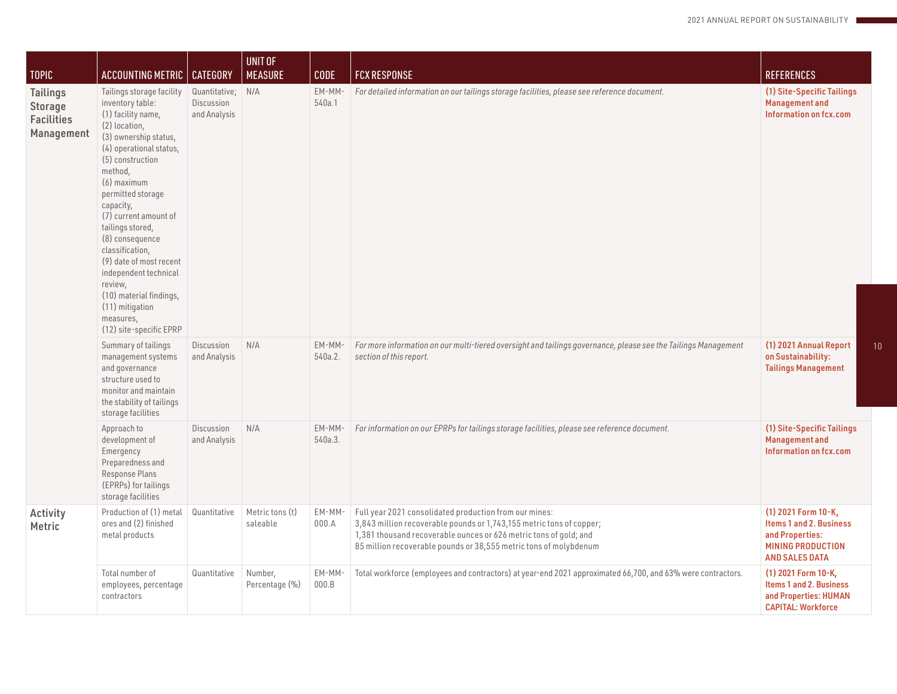| TOPIC | ACCOUNTING METRIC | CATEGORY | UNIT OF MEASURE | CODE | FCX RESPONSE | REFERENCES |
|---|---|---|---|---|---|---|
| **Tailings Storage Facilities Management** | Tailings storage facility inventory table: (1) facility name, (2) location, (3) ownership status, (4) operational status, (5) construction method, (6) maximum permitted storage capacity, (7) current amount of tailings stored, (8) consequence classification, (9) date of most recent independent technical review, (10) material findings, (11) mitigation measures, (12) site-specific EPRP | Quantitative; Discussion and Analysis | N/A | EM-MM-540a.1 | *For detailed information on our tailings storage facilities, please see reference document.* | **(1) Site-Specific Tailings Management and Information on fcx.com** |
| | Summary of tailings management systems and governance structure used to monitor and maintain the stability of tailings storage facilities | Discussion and Analysis | N/A | EM-MM-540a.2. | *For more information on our multi-tiered oversight and tailings governance, please see the Tailings Management section of this report.* | **(1) 2021 Annual Report on Sustainability: Tailings Management** |
| | Approach to development of Emergency Preparedness and Response Plans (EPRPs) for tailings storage facilities | Discussion and Analysis | N/A | EM-MM-540a.3. | *For information on our EPRPs for tailings storage facilities, please see reference document.* | **(1) Site-Specific Tailings Management and Information on fcx.com** |
| **Activity Metric** | Production of (1) metal ores and (2) finished metal products | Quantitative | Metric tons (t) saleable | EM-MM-000.A | Full year 2021 consolidated production from our mines:<br>3,843 million recoverable pounds or 1,743,155 metric tons of copper;<br>1,381 thousand recoverable ounces or 626 metric tons of gold; and<br>85 million recoverable pounds or 38,555 metric tons of molybdenum | **(1) 2021 Form 10-K, Items 1 and 2. Business and Properties: MINING PRODUCTION AND SALES DATA** |
| | Total number of employees, percentage contractors | Quantitative | Number, Percentage (%) | EM-MM-000.B | Total workforce (employees and contractors) at year-end 2021 approximated 66,700, and 63% were contractors. | **(1) 2021 Form 10-K, Items 1 and 2. Business and Properties: HUMAN CAPITAL: Workforce** |